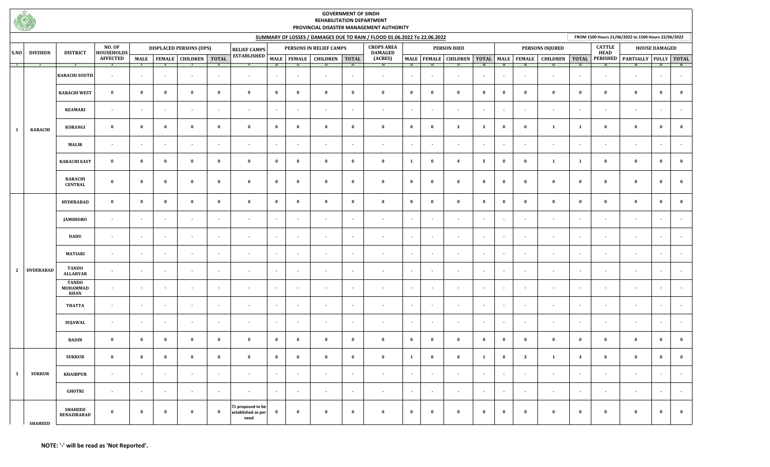**GOVERNMENT OF SINDH**
**REHABILITATION DEPARTMENT**
**PROVINCIAL DISASTER MANAGEMENT AUTHORITY**

**SUMMARY OF LOSSES / DAMAGES DUE TO RAIN / FLOOD 01.06.2022 To 22.06.2022**

**FROM 1500 Hours 21/06/2022 to 1500 Hours 22/06/2022**

| S.NO | DIVISION | DISTRICT | NO. OF HOUSEHOLDS AFFECTED | DISPLACED PERSONS (DPS) | | | | RELIEF CAMPS ESTABLISHED | PERSONS IN RELIEF CAMPS | | | | CROPS AREA DAMAGED (ACRES) | PERSON DIED | | | | PERSONS INJURED | | | | CATTLE HEAD PERISHED | HOUSE DAMAGED | | |
|---|---|---|---|---|---|---|---|---|---|---|---|---|---|---|---|---|---|---|---|---|---|---|---|---|---|
| | | | | MALE | FEMALE | CHILDREN | TOTAL | | MALE | FEMALE | CHILDREN | TOTAL | | MALE | FEMALE | CHILDREN | TOTAL | MALE | FEMALE | CHILDREN | TOTAL | | PARTIALLY | FULLY | TOTAL |
| 1 | 2 | 3 | 4 | 5 | 6 | 7 | 8 | 9 | 10 | 11 | 12 | 13 | 14 | 15 | 16 | 17 | 18 | 19 | 20 | 21 | 22 | 23 | 24 | 25 | 26 |
| 1 | KARACHI | KARACHI SOUTH | - | - | - | - | - | - | - | - | - | - | - | - | - | - | - | - | - | - | - | - | - | - | - |
| | | KARACHI WEST | 0 | 0 | 0 | 0 | 0 | 0 | 0 | 0 | 0 | 0 | 0 | 0 | 0 | 0 | 0 | 0 | 0 | 0 | 0 | 0 | 0 | 0 | 0 |
| | | KEAMARI | - | - | - | - | - | - | - | - | - | - | - | - | - | - | - | - | - | - | - | - | - | - | - |
| | | KORANGI | 0 | 0 | 0 | 0 | 0 | 0 | 0 | 0 | 0 | 0 | 0 | 0 | 0 | 2 | 2 | 0 | 0 | 1 | 1 | 0 | 0 | 0 | 0 |
| | | MALIR | - | - | - | - | - | - | - | - | - | - | - | - | - | - | - | - | - | - | - | - | - | - | - |
| | | KARACHI EAST | 0 | 0 | 0 | 0 | 0 | 0 | 0 | 0 | 0 | 0 | 0 | 1 | 0 | 4 | 5 | 0 | 0 | 1 | 1 | 0 | 0 | 0 | 0 |
| | | KARACHI CENTRAL | 0 | 0 | 0 | 0 | 0 | 0 | 0 | 0 | 0 | 0 | 0 | 0 | 0 | 0 | 0 | 0 | 0 | 0 | 0 | 0 | 0 | 0 | 0 |
| 2 | HYDERABAD | HYDERABAD | 0 | 0 | 0 | 0 | 0 | 0 | 0 | 0 | 0 | 0 | 0 | 0 | 0 | 0 | 0 | 0 | 0 | 0 | 0 | 0 | 0 | 0 | 0 |
| | | JAMSHORO | - | - | - | - | - | - | - | - | - | - | - | - | - | - | - | - | - | - | - | - | - | - | - |
| | | DADU | - | - | - | - | - | - | - | - | - | - | - | - | - | - | - | - | - | - | - | - | - | - | - |
| | | MATIARI | - | - | - | - | - | - | - | - | - | - | - | - | - | - | - | - | - | - | - | - | - | - | - |
| | | TANDO ALLAHYAR | - | - | - | - | - | - | - | - | - | - | - | - | - | - | - | - | - | - | - | - | - | - | - |
| | | TANDO MUHAMMAD KHAN | - | - | - | - | - | - | - | - | - | - | - | - | - | - | - | - | - | - | - | - | - | - | - |
| | | THATTA | - | - | - | - | - | - | - | - | - | - | - | - | - | - | - | - | - | - | - | - | - | - | - |
| | | SUJAWAL | - | - | - | - | - | - | - | - | - | - | - | - | - | - | - | - | - | - | - | - | - | - | - |
| | | BADIN | 0 | 0 | 0 | 0 | 0 | 0 | 0 | 0 | 0 | 0 | 0 | 0 | 0 | 0 | 0 | 0 | 0 | 0 | 0 | 0 | 0 | 0 | 0 |
| 3 | SUKKUR | SUKKUR | 0 | 0 | 0 | 0 | 0 | 0 | 0 | 0 | 0 | 0 | 0 | 1 | 0 | 0 | 1 | 0 | 2 | 1 | 3 | 0 | 0 | 0 | 0 |
| | | KHAIRPUR | - | - | - | - | - | - | - | - | - | - | - | - | - | - | - | - | - | - | - | - | - | - | - |
| | | GHOTKI | - | - | - | - | - | - | - | - | - | - | - | - | - | - | - | - | - | - | - | - | - | - | - |
| | SHAHEED | SHAHEED BENAZIRABAD | 0 | 0 | 0 | 0 | 0 | 71 proposed to be established as per need | 0 | 0 | 0 | 0 | 0 | 0 | 0 | 0 | 0 | 0 | 0 | 0 | 0 | 0 | 0 | 0 | 0 |

**NOTE: '-' will be read as 'Not Reported'.**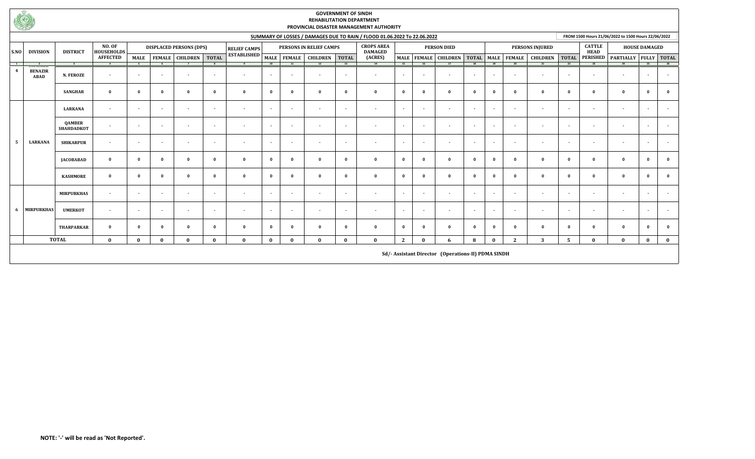GOVERNMENT OF SINDH
REHABILITATION DEPARTMENT
PROVINCIAL DISASTER MANAGEMENT AUTHORITY

**SUMMARY OF LOSSES / DAMAGES DUE TO RAIN / FLOOD 01.06.2022 To 22.06.2022**

FROM 1500 Hours 21/06/2022 to 1500 Hours 22/06/2022

| S.NO | DIVISION | DISTRICT | NO. OF HOUSEHOLDS AFFECTED | DISPLACED PERSONS (DPS) | | | | RELIEF CAMPS ESTABLISHED | PERSONS IN RELIEF CAMPS | | | | CROPS AREA DAMAGED (ACRES) | PERSON DIED | | | | PERSONS INJURED | | | | CATTLE HEAD PERISHED | HOUSE DAMAGED | | |
|---|---|---|---|---|---|---|---|---|---|---|---|---|---|---|---|---|---|---|---|---|---|---|---|---|---|
| | | | | MALE | FEMALE | CHILDREN | TOTAL | | MALE | FEMALE | CHILDREN | TOTAL | | MALE | FEMALE | CHILDREN | TOTAL | MALE | FEMALE | CHILDREN | TOTAL | | PARTIALLY | FULLY | TOTAL |
| 1 | 2 | 3 | 4 | 5 | 6 | 7 | 8 | 9 | 10 | 11 | 12 | 13 | 14 | 15 | 16 | 17 | 18 | 19 | 20 | 21 | 22 | 23 | 24 | 25 | 26 |
| 4 | BENAZIR ABAD | N. FEROZE | - | - | - | - | - | - | - | - | - | - | - | - | - | - | - | - | - | - | - | - | - | - | - |
| | | SANGHAR | 0 | 0 | 0 | 0 | 0 | 0 | 0 | 0 | 0 | 0 | 0 | 0 | 0 | 0 | 0 | 0 | 0 | 0 | 0 | 0 | 0 | 0 | 0 |
| 5 | LARKANA | LARKANA | - | - | - | - | - | - | - | - | - | - | - | - | - | - | - | - | - | - | - | - | - | - | - |
| | | QAMBER SHAHDADKOT | - | - | - | - | - | - | - | - | - | - | - | - | - | - | - | - | - | - | - | - | - | - | - |
| | | SHIKARPUR | - | - | - | - | - | - | - | - | - | - | - | - | - | - | - | - | - | - | - | - | - | - | - |
| | | JACOBABAD | 0 | 0 | 0 | 0 | 0 | 0 | 0 | 0 | 0 | 0 | 0 | 0 | 0 | 0 | 0 | 0 | 0 | 0 | 0 | 0 | 0 | 0 | 0 |
| | | KASHMORE | 0 | 0 | 0 | 0 | 0 | 0 | 0 | 0 | 0 | 0 | 0 | 0 | 0 | 0 | 0 | 0 | 0 | 0 | 0 | 0 | 0 | 0 | 0 |
| 6 | MIRPURKHAS | MIRPURKHAS | - | - | - | - | - | - | - | - | - | - | - | - | - | - | - | - | - | - | - | - | - | - | - |
| | | UMERKOT | - | - | - | - | - | - | - | - | - | - | - | - | - | - | - | - | - | - | - | - | - | - | - |
| | | THARPARKAR | 0 | 0 | 0 | 0 | 0 | 0 | 0 | 0 | 0 | 0 | 0 | 0 | 0 | 0 | 0 | 0 | 0 | 0 | 0 | 0 | 0 | 0 | 0 |
| | TOTAL | | 0 | 0 | 0 | 0 | 0 | 0 | 0 | 0 | 0 | 0 | 0 | 2 | 0 | 6 | 8 | 0 | 2 | 3 | 5 | 0 | 0 | 0 | 0 |

**Sd/- Assistant Director (Operations-II) PDMA SINDH**

**NOTE: '-' will be read as 'Not Reported'.**